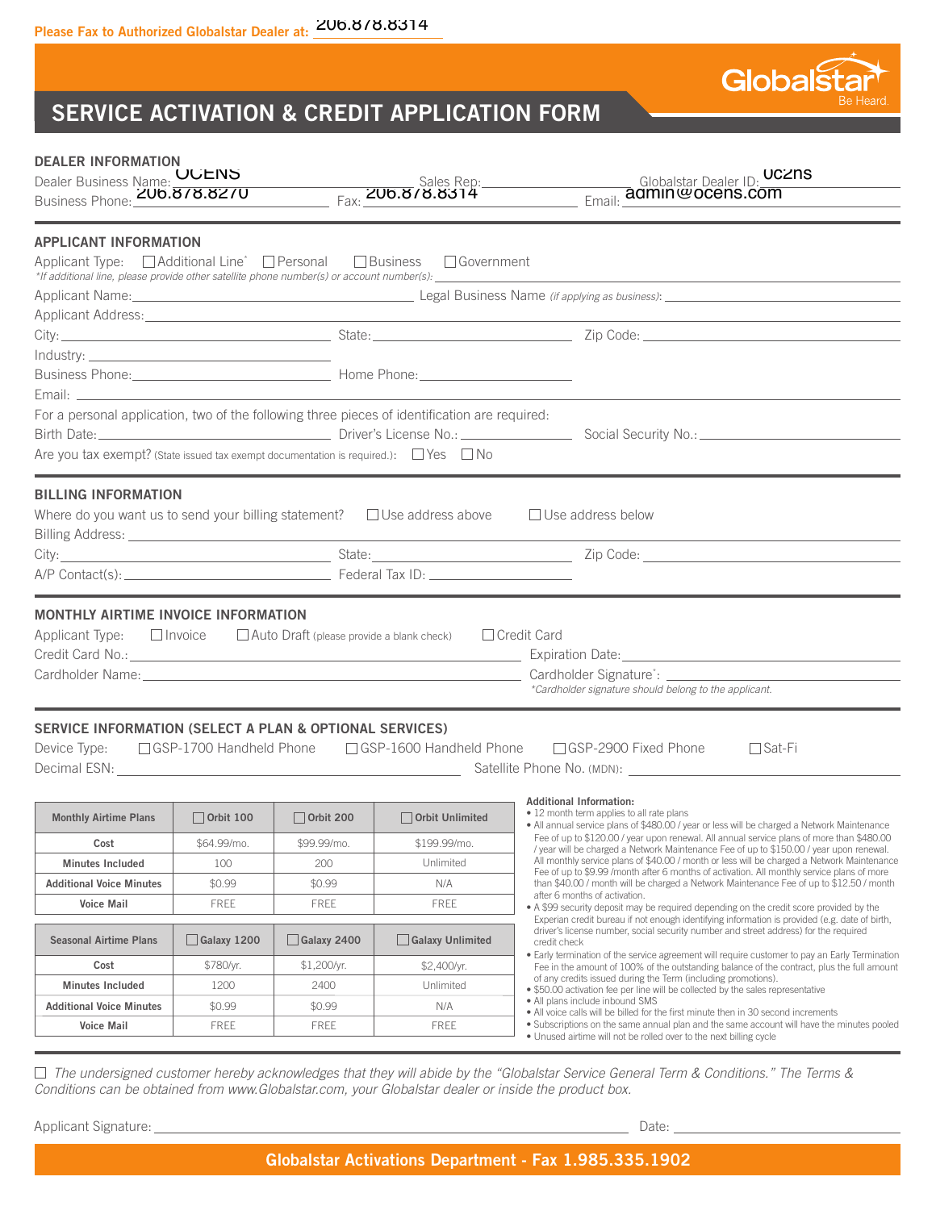**Please Fax to Authorized Globalstar Dealer at:** 206.878.8314

# SERVICE ACTIVATION & CREDIT APPLICATION FORM

Globalstar
Be Heard.

## DEALER INFORMATION

Dealer Business Name: OCENS    Sales Rep: ______    Globalstar Dealer ID: oc2ns

Business Phone: 206.878.8270    Fax: 206.878.8314    Email: admin@ocens.com

## APPLICANT INFORMATION

Applicant Type: ☐ Additional Line* ☐ Personal ☐ Business ☐ Government

*If additional line, please provide other satellite phone number(s) or account number(s): ______

Applicant Name: ______    Legal Business Name *(if applying as business)*: ______

Applicant Address: ______

City: ______    State: ______    Zip Code: ______

Industry: ______

Business Phone: ______    Home Phone: ______

Email: ______

For a personal application, two of the following three pieces of identification are required:

Birth Date: ______    Driver's License No.: ______    Social Security No.: ______

Are you tax exempt? (State issued tax exempt documentation is required.): ☐ Yes ☐ No

## BILLING INFORMATION

Where do you want us to send your billing statement? ☐ Use address above ☐ Use address below

Billing Address: ______

City: ______    State: ______    Zip Code: ______

A/P Contact(s): ______    Federal Tax ID: ______

## MONTHLY AIRTIME INVOICE INFORMATION

Applicant Type: ☐ Invoice ☐ Auto Draft (please provide a blank check) ☐ Credit Card

Credit Card No.: ______    Expiration Date: ______

Cardholder Name: ______    Cardholder Signature*: ______

*\*Cardholder signature should belong to the applicant.*

## SERVICE INFORMATION (SELECT A PLAN & OPTIONAL SERVICES)

Device Type: ☐ GSP-1700 Handheld Phone ☐ GSP-1600 Handheld Phone ☐ GSP-2900 Fixed Phone ☐ Sat-Fi

Decimal ESN: ______    Satellite Phone No. (MDN): ______

| Monthly Airtime Plans | ☐ Orbit 100 | ☐ Orbit 200 | ☐ Orbit Unlimited |
|---|---|---|---|
| Cost | $64.99/mo. | $99.99/mo. | $199.99/mo. |
| Minutes Included | 100 | 200 | Unlimited |
| Additional Voice Minutes | $0.99 | $0.99 | N/A |
| Voice Mail | FREE | FREE | FREE |

| Seasonal Airtime Plans | ☐ Galaxy 1200 | ☐ Galaxy 2400 | ☐ Galaxy Unlimited |
|---|---|---|---|
| Cost | $780/yr. | $1,200/yr. | $2,400/yr. |
| Minutes Included | 1200 | 2400 | Unlimited |
| Additional Voice Minutes | $0.99 | $0.99 | N/A |
| Voice Mail | FREE | FREE | FREE |

**Additional Information:**

- 12 month term applies to all rate plans
- All annual service plans of $480.00 / year or less will be charged a Network Maintenance Fee of up to $120.00 / year upon renewal. All annual service plans of more than $480.00 / year will be charged a Network Maintenance Fee of up to $150.00 / year upon renewal. All monthly service plans of $40.00 / month or less will be charged a Network Maintenance Fee of up to $9.99 /month after 6 months of activation. All monthly service plans of more than $40.00 / month will be charged a Network Maintenance Fee of up to $12.50 / month after 6 months of activation.
- A $99 security deposit may be required depending on the credit score provided by the Experian credit bureau if not enough identifying information is provided (e.g. date of birth, driver's license number, social security number and street address) for the required credit check
- Early termination of the service agreement will require customer to pay an Early Termination Fee in the amount of 100% of the outstanding balance of the contract, plus the full amount of any credits issued during the Term (including promotions).
- $50.00 activation fee per line will be collected by the sales representative
- All plans include inbound SMS
- All voice calls will be billed for the first minute then in 30 second increments
- Subscriptions on the same annual plan and the same account will have the minutes pooled
- Unused airtime will not be rolled over to the next billing cycle

☐ *The undersigned customer hereby acknowledges that they will abide by the "Globalstar Service General Term & Conditions." The Terms & Conditions can be obtained from www.Globalstar.com, your Globalstar dealer or inside the product box.*

Applicant Signature: ______    Date: ______

**Globalstar Activations Department - Fax 1.985.335.1902**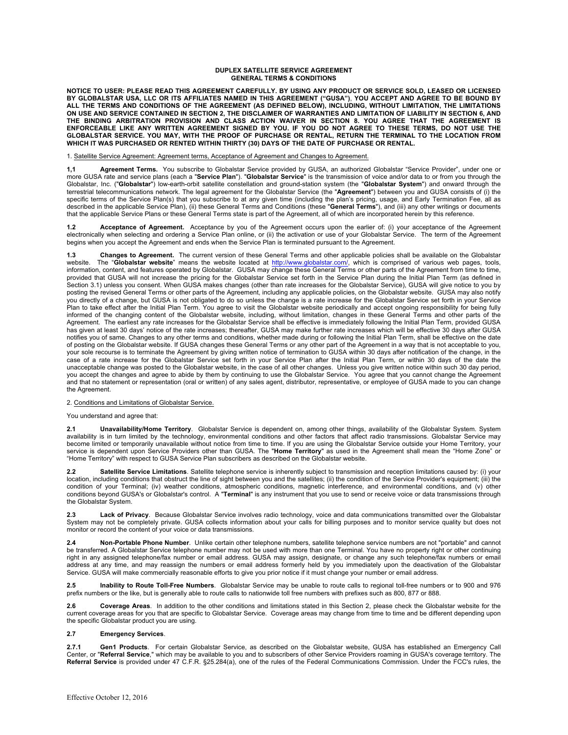**DUPLEX SATELLITE SERVICE AGREEMENT**
**GENERAL TERMS & CONDITIONS**

**NOTICE TO USER: PLEASE READ THIS AGREEMENT CAREFULLY. BY USING ANY PRODUCT OR SERVICE SOLD, LEASED OR LICENSED BY GLOBALSTAR USA, LLC OR ITS AFFILIATES NAMED IN THIS AGREEMENT ("GUSA"), YOU ACCEPT AND AGREE TO BE BOUND BY ALL THE TERMS AND CONDITIONS OF THE AGREEMENT (AS DEFINED BELOW), INCLUDING, WITHOUT LIMITATION, THE LIMITATIONS ON USE AND SERVICE CONTAINED IN SECTION 2, THE DISCLAIMER OF WARRANTIES AND LIMITATION OF LIABILITY IN SECTION 6, AND THE BINDING ARBITRATION PROVISION AND CLASS ACTION WAIVER IN SECTION 8. YOU AGREE THAT THE AGREEMENT IS ENFORCEABLE LIKE ANY WRITTEN AGREEMENT SIGNED BY YOU. IF YOU DO NOT AGREE TO THESE TERMS, DO NOT USE THE GLOBALSTAR SERVICE. YOU MAY, WITH THE PROOF OF PURCHASE OR RENTAL, RETURN THE TERMINAL TO THE LOCATION FROM WHICH IT WAS PURCHASED OR RENTED WITHIN THIRTY (30) DAYS OF THE DATE OF PURCHASE OR RENTAL.**

1. Satellite Service Agreement: Agreement terms, Acceptance of Agreement and Changes to Agreement.

**1,1 Agreement Terms.** You subscribe to Globalstar Service provided by GUSA, an authorized Globalstar "Service Provider", under one or more GUSA rate and service plans (each a "**Service Plan**"). "**Globalstar Service**" is the transmission of voice and/or data to or from you through the Globalstar, Inc. ("**Globalstar**") low-earth-orbit satellite constellation and ground-station system (the "**Globalstar System**") and onward through the terrestrial telecommunications network. The legal agreement for the Globalstar Service (the "**Agreement**") between you and GUSA consists of (i) the specific terms of the Service Plan(s) that you subscribe to at any given time (including the plan's pricing, usage, and Early Termination Fee, all as described in the applicable Service Plan), (ii) these General Terms and Conditions (these "**General Terms**"), and (iii) any other writings or documents that the applicable Service Plans or these General Terms state is part of the Agreement, all of which are incorporated herein by this reference.

**1.2 Acceptance of Agreement.** Acceptance by you of the Agreement occurs upon the earlier of: (i) your acceptance of the Agreement electronically when selecting and ordering a Service Plan online, or (ii) the activation or use of your Globalstar Service. The term of the Agreement begins when you accept the Agreement and ends when the Service Plan is terminated pursuant to the Agreement.

**1.3 Changes to Agreement.** The current version of these General Terms and other applicable policies shall be available on the Globalstar website. The "**Globalstar website**" means the website located at http://www.globalstar.com/, which is comprised of various web pages, tools, information, content, and features operated by Globalstar. GUSA may change these General Terms or other parts of the Agreement from time to time, provided that GUSA will not increase the pricing for the Globalstar Service set forth in the Service Plan during the Initial Plan Term (as defined in Section 3.1) unless you consent. When GUSA makes changes (other than rate increases for the Globalstar Service), GUSA will give notice to you by posting the revised General Terms or other parts of the Agreement, including any applicable policies, on the Globalstar website. GUSA may also notify you directly of a change, but GUSA is not obligated to do so unless the change is a rate increase for the Globalstar Service set forth in your Service Plan to take effect after the Initial Plan Term. You agree to visit the Globalstar website periodically and accept ongoing responsibility for being fully informed of the changing content of the Globalstar website, including, without limitation, changes in these General Terms and other parts of the Agreement. The earliest any rate increases for the Globalstar Service shall be effective is immediately following the Initial Plan Term, provided GUSA has given at least 30 days' notice of the rate increases; thereafter, GUSA may make further rate increases which will be effective 30 days after GUSA notifies you of same. Changes to any other terms and conditions, whether made during or following the Initial Plan Term, shall be effective on the date of posting on the Globalstar website. If GUSA changes these General Terms or any other part of the Agreement in a way that is not acceptable to you, your sole recourse is to terminate the Agreement by giving written notice of termination to GUSA within 30 days after notification of the change, in the case of a rate increase for the Globalstar Service set forth in your Service Plan after the Initial Plan Term, or within 30 days of the date the unacceptable change was posted to the Globalstar website, in the case of all other changes. Unless you give written notice within such 30 day period, you accept the changes and agree to abide by them by continuing to use the Globalstar Service. You agree that you cannot change the Agreement and that no statement or representation (oral or written) of any sales agent, distributor, representative, or employee of GUSA made to you can change the Agreement.

2. Conditions and Limitations of Globalstar Service.

You understand and agree that:

**2.1 Unavailability/Home Territory**. Globalstar Service is dependent on, among other things, availability of the Globalstar System. System availability is in turn limited by the technology, environmental conditions and other factors that affect radio transmissions. Globalstar Service may become limited or temporarily unavailable without notice from time to time. If you are using the Globalstar Service outside your Home Territory, your service is dependent upon Service Providers other than GUSA. The "**Home Territory**" as used in the Agreement shall mean the "Home Zone" or "Home Territory" with respect to GUSA Service Plan subscribers as described on the Globalstar website.

**2.2 Satellite Service Limitations**. Satellite telephone service is inherently subject to transmission and reception limitations caused by: (i) your location, including conditions that obstruct the line of sight between you and the satellites; (ii) the condition of the Service Provider's equipment; (iii) the condition of your Terminal; (iv) weather conditions, atmospheric conditions, magnetic interference, and environmental conditions, and (v) other conditions beyond GUSA's or Globalstar's control. A "**Terminal**" is any instrument that you use to send or receive voice or data transmissions through the Globalstar System.

**2.3 Lack of Privacy**. Because Globalstar Service involves radio technology, voice and data communications transmitted over the Globalstar System may not be completely private. GUSA collects information about your calls for billing purposes and to monitor service quality but does not monitor or record the content of your voice or data transmissions.

**2.4 Non-Portable Phone Number**. Unlike certain other telephone numbers, satellite telephone service numbers are not "portable" and cannot be transferred. A Globalstar Service telephone number may not be used with more than one Terminal. You have no property right or other continuing right in any assigned telephone/fax number or email address. GUSA may assign, designate, or change any such telephone/fax numbers or email address at any time, and may reassign the numbers or email address formerly held by you immediately upon the deactivation of the Globalstar Service. GUSA will make commercially reasonable efforts to give you prior notice if it must change your number or email address.

**2.5 Inability to Route Toll-Free Numbers**. Globalstar Service may be unable to route calls to regional toll-free numbers or to 900 and 976 prefix numbers or the like, but is generally able to route calls to nationwide toll free numbers with prefixes such as 800, 877 or 888.

**2.6 Coverage Areas**. In addition to the other conditions and limitations stated in this Section 2, please check the Globalstar website for the current coverage areas for you that are specific to Globalstar Service. Coverage areas may change from time to time and be different depending upon the specific Globalstar product you are using.

**2.7 Emergency Services**.

**2.7.1 Gen1 Products**. For certain Globalstar Service, as described on the Globalstar website, GUSA has established an Emergency Call Center, or "**Referral Service**," which may be available to you and to subscribers of other Service Providers roaming in GUSA's coverage territory. The **Referral Service** is provided under 47 C.F.R. §25.284(a), one of the rules of the Federal Communications Commission. Under the FCC's rules, the

Effective October 12, 2016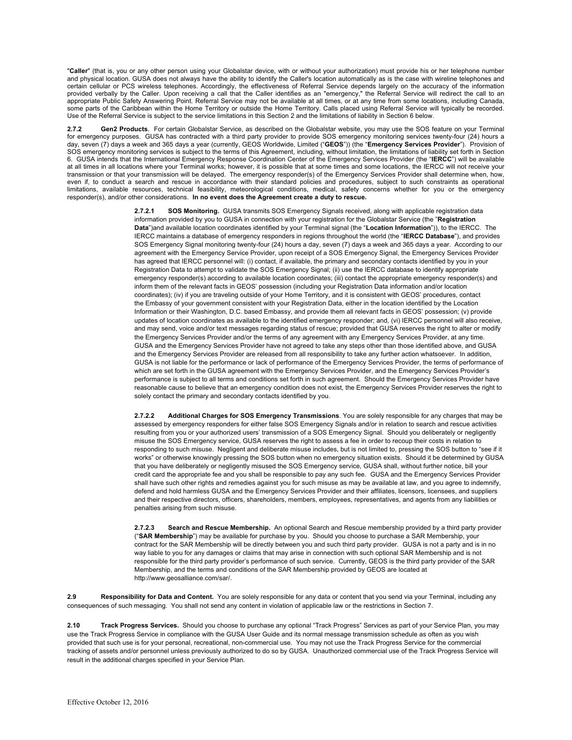"**Caller**" (that is, you or any other person using your Globalstar device, with or without your authorization) must provide his or her telephone number and physical location. GUSA does not always have the ability to identify the Caller's location automatically as is the case with wireline telephones and certain cellular or PCS wireless telephones. Accordingly, the effectiveness of Referral Service depends largely on the accuracy of the information provided verbally by the Caller. Upon receiving a call that the Caller identifies as an "emergency," the Referral Service will redirect the call to an appropriate Public Safety Answering Point. Referral Service may not be available at all times, or at any time from some locations, including Canada, some parts of the Caribbean within the Home Territory or outside the Home Territory. Calls placed using Referral Service will typically be recorded. Use of the Referral Service is subject to the service limitations in this Section 2 and the limitations of liability in Section 6 below.

**2.7.2 Gen2 Products**. For certain Globalstar Service, as described on the Globalstar website, you may use the SOS feature on your Terminal for emergency purposes. GUSA has contracted with a third party provider to provide SOS emergency monitoring services twenty-four (24) hours a day, seven (7) days a week and 365 days a year (currently, GEOS Worldwide, Limited ("**GEOS**")) (the "**Emergency Services Provider**"). Provision of SOS emergency monitoring services is subject to the terms of this Agreement, including, without limitation, the limitations of liability set forth in Section 6. GUSA intends that the International Emergency Response Coordination Center of the Emergency Services Provider (the "**IERCC**") will be available at all times in all locations where your Terminal works; however, it is possible that at some times and some locations, the IERCC will not receive your transmission or that your transmission will be delayed. The emergency responder(s) of the Emergency Services Provider shall determine when, how, even if, to conduct a search and rescue in accordance with their standard policies and procedures, subject to such constraints as operational limitations, available resources, technical feasibility, meteorological conditions, medical, safety concerns whether for you or the emergency responder(s), and/or other considerations. **In no event does the Agreement create a duty to rescue.**

**2.7.2.1 SOS Monitoring.** GUSA transmits SOS Emergency Signals received, along with applicable registration data information provided by you to GUSA in connection with your registration for the Globalstar Service (the "**Registration Data**")and available location coordinates identified by your Terminal signal (the "**Location Information**")), to the IERCC. The IERCC maintains a database of emergency responders in regions throughout the world (the "**IERCC Database**"), and provides SOS Emergency Signal monitoring twenty-four (24) hours a day, seven (7) days a week and 365 days a year. According to our agreement with the Emergency Service Provider, upon receipt of a SOS Emergency Signal, the Emergency Services Provider has agreed that IERCC personnel will: (i) contact, if available, the primary and secondary contacts identified by you in your Registration Data to attempt to validate the SOS Emergency Signal; (ii) use the IERCC database to identify appropriate emergency responder(s) according to available location coordinates; (iii) contact the appropriate emergency responder(s) and inform them of the relevant facts in GEOS' possession (including your Registration Data information and/or location coordinates); (iv) if you are traveling outside of your Home Territory, and it is consistent with GEOS' procedures, contact the Embassy of your government consistent with your Registration Data, either in the location identified by the Location Information or their Washington, D.C. based Embassy, and provide them all relevant facts in GEOS' possession; (v) provide updates of location coordinates as available to the identified emergency responder; and, (vi) IERCC personnel will also receive, and may send, voice and/or text messages regarding status of rescue; provided that GUSA reserves the right to alter or modify the Emergency Services Provider and/or the terms of any agreement with any Emergency Services Provider, at any time. GUSA and the Emergency Services Provider have not agreed to take any steps other than those identified above, and GUSA and the Emergency Services Provider are released from all responsibility to take any further action whatsoever. In addition, GUSA is not liable for the performance or lack of performance of the Emergency Services Provider, the terms of performance of which are set forth in the GUSA agreement with the Emergency Services Provider, and the Emergency Services Provider's performance is subject to all terms and conditions set forth in such agreement. Should the Emergency Services Provider have reasonable cause to believe that an emergency condition does not exist, the Emergency Services Provider reserves the right to solely contact the primary and secondary contacts identified by you.

**2.7.2.2 Additional Charges for SOS Emergency Transmissions**. You are solely responsible for any charges that may be assessed by emergency responders for either false SOS Emergency Signals and/or in relation to search and rescue activities resulting from you or your authorized users' transmission of a SOS Emergency Signal. Should you deliberately or negligently misuse the SOS Emergency service, GUSA reserves the right to assess a fee in order to recoup their costs in relation to responding to such misuse. Negligent and deliberate misuse includes, but is not limited to, pressing the SOS button to "see if it works" or otherwise knowingly pressing the SOS button when no emergency situation exists. Should it be determined by GUSA that you have deliberately or negligently misused the SOS Emergency service, GUSA shall, without further notice, bill your credit card the appropriate fee and you shall be responsible to pay any such fee. GUSA and the Emergency Services Provider shall have such other rights and remedies against you for such misuse as may be available at law, and you agree to indemnify, defend and hold harmless GUSA and the Emergency Services Provider and their affiliates, licensors, licensees, and suppliers and their respective directors, officers, shareholders, members, employees, representatives, and agents from any liabilities or penalties arising from such misuse.

**2.7.2.3 Search and Rescue Membership.** An optional Search and Rescue membership provided by a third party provider ("**SAR Membership**") may be available for purchase by you. Should you choose to purchase a SAR Membership, your contract for the SAR Membership will be directly between you and such third party provider. GUSA is not a party and is in no way liable to you for any damages or claims that may arise in connection with such optional SAR Membership and is not responsible for the third party provider's performance of such service. Currently, GEOS is the third party provider of the SAR Membership, and the terms and conditions of the SAR Membership provided by GEOS are located at http://www.geosalliance.com/sar/.

**2.9 Responsibility for Data and Content.** You are solely responsible for any data or content that you send via your Terminal, including any consequences of such messaging. You shall not send any content in violation of applicable law or the restrictions in Section 7.

**2.10 Track Progress Services.** Should you choose to purchase any optional "Track Progress" Services as part of your Service Plan, you may use the Track Progress Service in compliance with the GUSA User Guide and its normal message transmission schedule as often as you wish provided that such use is for your personal, recreational, non-commercial use. You may not use the Track Progress Service for the commercial tracking of assets and/or personnel unless previously authorized to do so by GUSA. Unauthorized commercial use of the Track Progress Service will result in the additional charges specified in your Service Plan.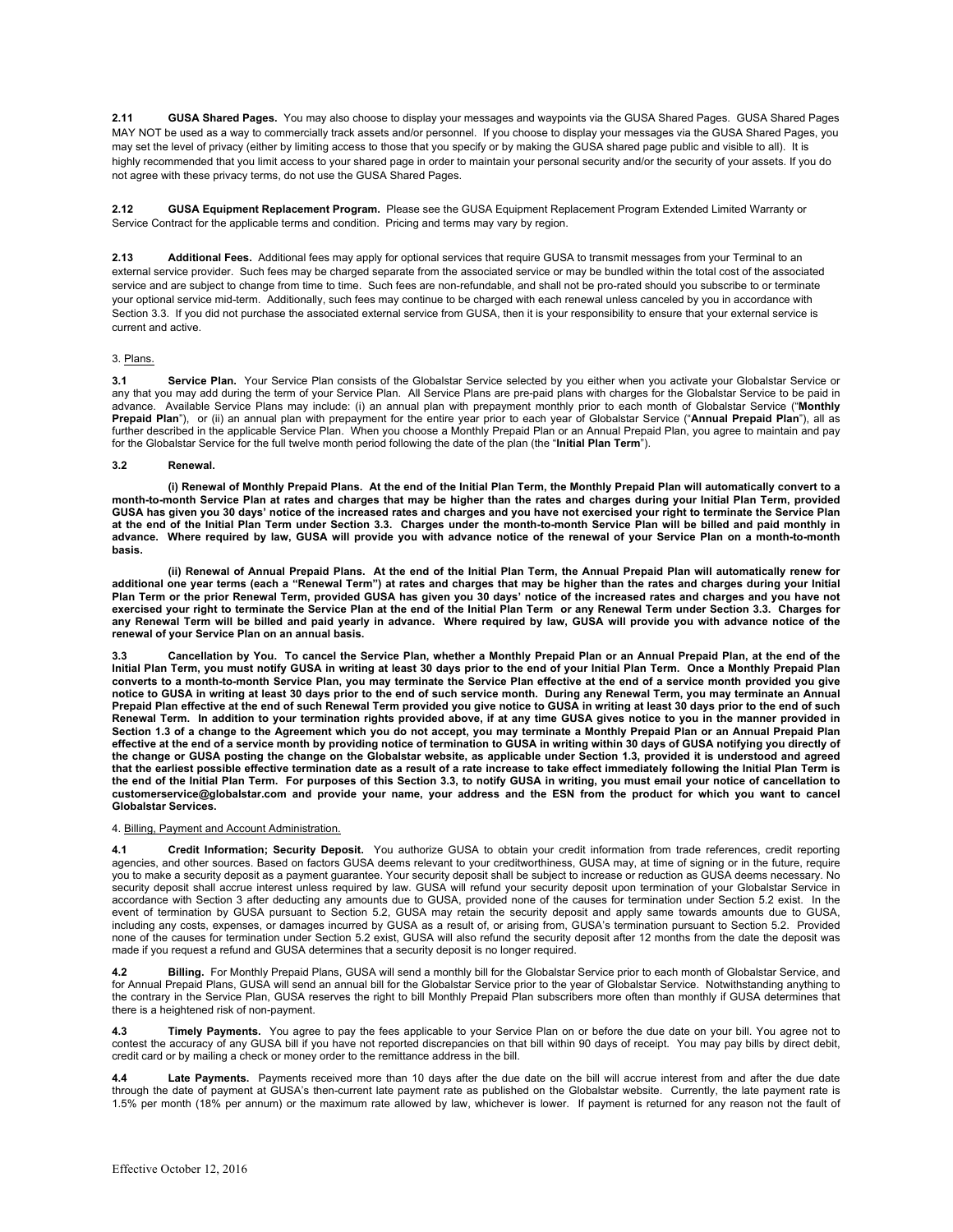**2.11 GUSA Shared Pages.** You may also choose to display your messages and waypoints via the GUSA Shared Pages. GUSA Shared Pages MAY NOT be used as a way to commercially track assets and/or personnel. If you choose to display your messages via the GUSA Shared Pages, you may set the level of privacy (either by limiting access to those that you specify or by making the GUSA shared page public and visible to all). It is highly recommended that you limit access to your shared page in order to maintain your personal security and/or the security of your assets. If you do not agree with these privacy terms, do not use the GUSA Shared Pages.

**2.12 GUSA Equipment Replacement Program.** Please see the GUSA Equipment Replacement Program Extended Limited Warranty or Service Contract for the applicable terms and condition. Pricing and terms may vary by region.

**2.13 Additional Fees.** Additional fees may apply for optional services that require GUSA to transmit messages from your Terminal to an external service provider. Such fees may be charged separate from the associated service or may be bundled within the total cost of the associated service and are subject to change from time to time. Such fees are non-refundable, and shall not be pro-rated should you subscribe to or terminate your optional service mid-term. Additionally, such fees may continue to be charged with each renewal unless canceled by you in accordance with Section 3.3. If you did not purchase the associated external service from GUSA, then it is your responsibility to ensure that your external service is current and active.

## 3. Plans.

**3.1 Service Plan.** Your Service Plan consists of the Globalstar Service selected by you either when you activate your Globalstar Service or any that you may add during the term of your Service Plan. All Service Plans are pre-paid plans with charges for the Globalstar Service to be paid in advance. Available Service Plans may include: (i) an annual plan with prepayment monthly prior to each month of Globalstar Service ("**Monthly Prepaid Plan**"), or (ii) an annual plan with prepayment for the entire year prior to each year of Globalstar Service ("**Annual Prepaid Plan**"), all as further described in the applicable Service Plan. When you choose a Monthly Prepaid Plan or an Annual Prepaid Plan, you agree to maintain and pay for the Globalstar Service for the full twelve month period following the date of the plan (the "**Initial Plan Term**").

**3.2 Renewal.**

**(i) Renewal of Monthly Prepaid Plans. At the end of the Initial Plan Term, the Monthly Prepaid Plan will automatically convert to a month-to-month Service Plan at rates and charges that may be higher than the rates and charges during your Initial Plan Term, provided GUSA has given you 30 days' notice of the increased rates and charges and you have not exercised your right to terminate the Service Plan at the end of the Initial Plan Term under Section 3.3. Charges under the month-to-month Service Plan will be billed and paid monthly in advance. Where required by law, GUSA will provide you with advance notice of the renewal of your Service Plan on a month-to-month basis.**

**(ii) Renewal of Annual Prepaid Plans. At the end of the Initial Plan Term, the Annual Prepaid Plan will automatically renew for additional one year terms (each a "Renewal Term") at rates and charges that may be higher than the rates and charges during your Initial Plan Term or the prior Renewal Term, provided GUSA has given you 30 days' notice of the increased rates and charges and you have not exercised your right to terminate the Service Plan at the end of the Initial Plan Term or any Renewal Term under Section 3.3. Charges for any Renewal Term will be billed and paid yearly in advance. Where required by law, GUSA will provide you with advance notice of the renewal of your Service Plan on an annual basis.**

**3.3 Cancellation by You. To cancel the Service Plan, whether a Monthly Prepaid Plan or an Annual Prepaid Plan, at the end of the Initial Plan Term, you must notify GUSA in writing at least 30 days prior to the end of your Initial Plan Term. Once a Monthly Prepaid Plan converts to a month-to-month Service Plan, you may terminate the Service Plan effective at the end of a service month provided you give notice to GUSA in writing at least 30 days prior to the end of such service month. During any Renewal Term, you may terminate an Annual Prepaid Plan effective at the end of such Renewal Term provided you give notice to GUSA in writing at least 30 days prior to the end of such Renewal Term. In addition to your termination rights provided above, if at any time GUSA gives notice to you in the manner provided in Section 1.3 of a change to the Agreement which you do not accept, you may terminate a Monthly Prepaid Plan or an Annual Prepaid Plan effective at the end of a service month by providing notice of termination to GUSA in writing within 30 days of GUSA notifying you directly of the change or GUSA posting the change on the Globalstar website, as applicable under Section 1.3, provided it is understood and agreed that the earliest possible effective termination date as a result of a rate increase to take effect immediately following the Initial Plan Term is the end of the Initial Plan Term. For purposes of this Section 3.3, to notify GUSA in writing, you must email your notice of cancellation to customerservice@globalstar.com and provide your name, your address and the ESN from the product for which you want to cancel Globalstar Services.**

## 4. Billing, Payment and Account Administration.

**4.1 Credit Information; Security Deposit.** You authorize GUSA to obtain your credit information from trade references, credit reporting agencies, and other sources. Based on factors GUSA deems relevant to your creditworthiness, GUSA may, at time of signing or in the future, require you to make a security deposit as a payment guarantee. Your security deposit shall be subject to increase or reduction as GUSA deems necessary. No security deposit shall accrue interest unless required by law. GUSA will refund your security deposit upon termination of your Globalstar Service in accordance with Section 3 after deducting any amounts due to GUSA, provided none of the causes for termination under Section 5.2 exist. In the event of termination by GUSA pursuant to Section 5.2, GUSA may retain the security deposit and apply same towards amounts due to GUSA, including any costs, expenses, or damages incurred by GUSA as a result of, or arising from, GUSA's termination pursuant to Section 5.2. Provided none of the causes for termination under Section 5.2 exist, GUSA will also refund the security deposit after 12 months from the date the deposit was made if you request a refund and GUSA determines that a security deposit is no longer required.

**4.2 Billing.** For Monthly Prepaid Plans, GUSA will send a monthly bill for the Globalstar Service prior to each month of Globalstar Service, and for Annual Prepaid Plans, GUSA will send an annual bill for the Globalstar Service prior to the year of Globalstar Service. Notwithstanding anything to the contrary in the Service Plan, GUSA reserves the right to bill Monthly Prepaid Plan subscribers more often than monthly if GUSA determines that there is a heightened risk of non-payment.

**4.3 Timely Payments.** You agree to pay the fees applicable to your Service Plan on or before the due date on your bill. You agree not to contest the accuracy of any GUSA bill if you have not reported discrepancies on that bill within 90 days of receipt. You may pay bills by direct debit, credit card or by mailing a check or money order to the remittance address in the bill.

**4.4 Late Payments.** Payments received more than 10 days after the due date on the bill will accrue interest from and after the due date through the date of payment at GUSA's then-current late payment rate as published on the Globalstar website. Currently, the late payment rate is 1.5% per month (18% per annum) or the maximum rate allowed by law, whichever is lower. If payment is returned for any reason not the fault of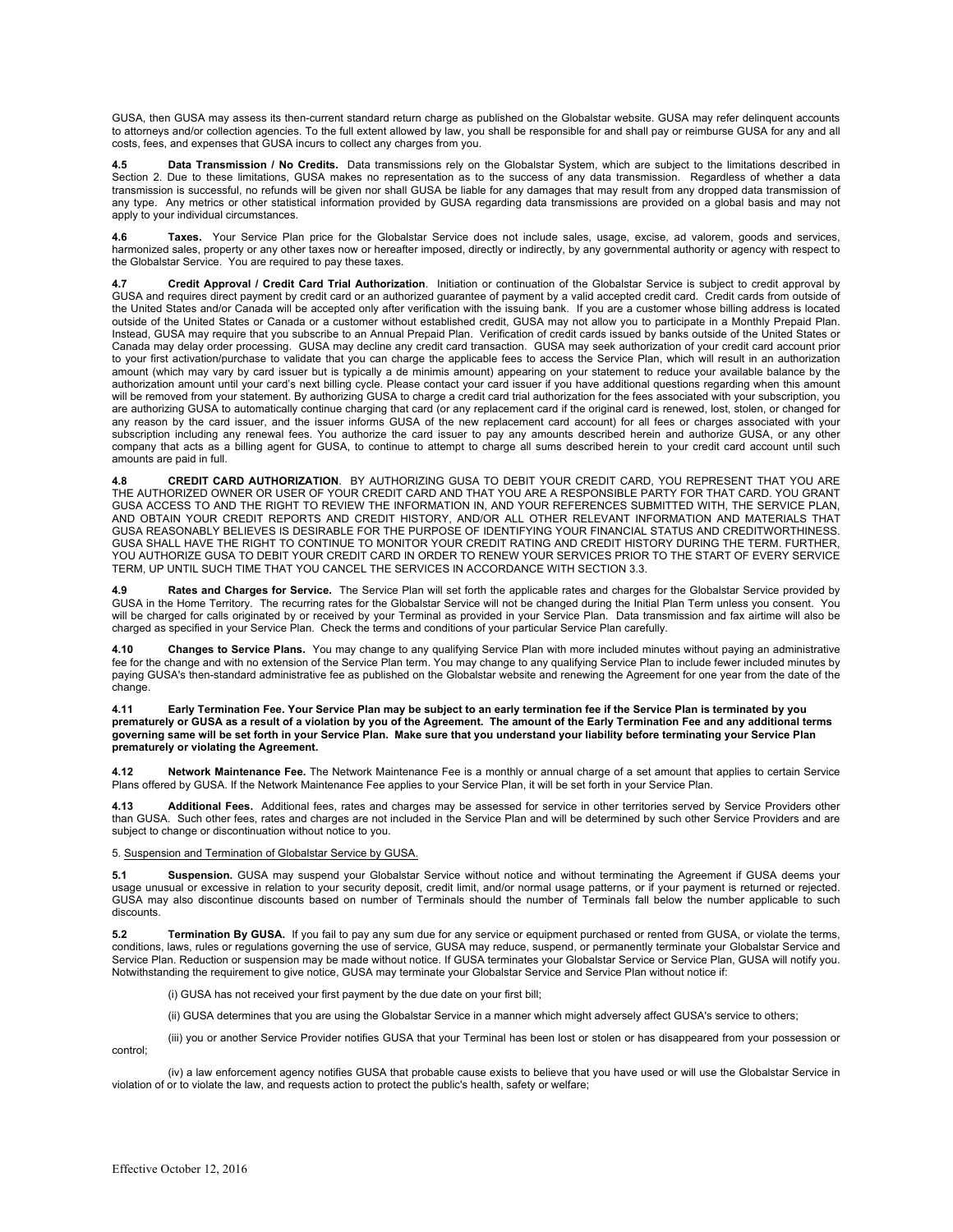GUSA, then GUSA may assess its then-current standard return charge as published on the Globalstar website. GUSA may refer delinquent accounts to attorneys and/or collection agencies. To the full extent allowed by law, you shall be responsible for and shall pay or reimburse GUSA for any and all costs, fees, and expenses that GUSA incurs to collect any charges from you.

**4.5 Data Transmission / No Credits.** Data transmissions rely on the Globalstar System, which are subject to the limitations described in Section 2. Due to these limitations, GUSA makes no representation as to the success of any data transmission. Regardless of whether a data transmission is successful, no refunds will be given nor shall GUSA be liable for any damages that may result from any dropped data transmission of any type. Any metrics or other statistical information provided by GUSA regarding data transmissions are provided on a global basis and may not apply to your individual circumstances.

**4.6 Taxes.** Your Service Plan price for the Globalstar Service does not include sales, usage, excise, ad valorem, goods and services, harmonized sales, property or any other taxes now or hereafter imposed, directly or indirectly, by any governmental authority or agency with respect to the Globalstar Service. You are required to pay these taxes.

**4.7 Credit Approval / Credit Card Trial Authorization**. Initiation or continuation of the Globalstar Service is subject to credit approval by GUSA and requires direct payment by credit card or an authorized guarantee of payment by a valid accepted credit card. Credit cards from outside of the United States and/or Canada will be accepted only after verification with the issuing bank. If you are a customer whose billing address is located outside of the United States or Canada or a customer without established credit, GUSA may not allow you to participate in a Monthly Prepaid Plan. Instead, GUSA may require that you subscribe to an Annual Prepaid Plan. Verification of credit cards issued by banks outside of the United States or Canada may delay order processing. GUSA may decline any credit card transaction. GUSA may seek authorization of your credit card account prior to your first activation/purchase to validate that you can charge the applicable fees to access the Service Plan, which will result in an authorization amount (which may vary by card issuer but is typically a de minimis amount) appearing on your statement to reduce your available balance by the authorization amount until your card's next billing cycle. Please contact your card issuer if you have additional questions regarding when this amount will be removed from your statement. By authorizing GUSA to charge a credit card trial authorization for the fees associated with your subscription, you are authorizing GUSA to automatically continue charging that card (or any replacement card if the original card is renewed, lost, stolen, or changed for any reason by the card issuer, and the issuer informs GUSA of the new replacement card account) for all fees or charges associated with your subscription including any renewal fees. You authorize the card issuer to pay any amounts described herein and authorize GUSA, or any other company that acts as a billing agent for GUSA, to continue to attempt to charge all sums described herein to your credit card account until such amounts are paid in full.

**4.8 CREDIT CARD AUTHORIZATION**. BY AUTHORIZING GUSA TO DEBIT YOUR CREDIT CARD, YOU REPRESENT THAT YOU ARE THE AUTHORIZED OWNER OR USER OF YOUR CREDIT CARD AND THAT YOU ARE A RESPONSIBLE PARTY FOR THAT CARD. YOU GRANT GUSA ACCESS TO AND THE RIGHT TO REVIEW THE INFORMATION IN, AND YOUR REFERENCES SUBMITTED WITH, THE SERVICE PLAN, AND OBTAIN YOUR CREDIT REPORTS AND CREDIT HISTORY, AND/OR ALL OTHER RELEVANT INFORMATION AND MATERIALS THAT GUSA REASONABLY BELIEVES IS DESIRABLE FOR THE PURPOSE OF IDENTIFYING YOUR FINANCIAL STATUS AND CREDITWORTHINESS. GUSA SHALL HAVE THE RIGHT TO CONTINUE TO MONITOR YOUR CREDIT RATING AND CREDIT HISTORY DURING THE TERM. FURTHER, YOU AUTHORIZE GUSA TO DEBIT YOUR CREDIT CARD IN ORDER TO RENEW YOUR SERVICES PRIOR TO THE START OF EVERY SERVICE TERM, UP UNTIL SUCH TIME THAT YOU CANCEL THE SERVICES IN ACCORDANCE WITH SECTION 3.3.

**4.9 Rates and Charges for Service.** The Service Plan will set forth the applicable rates and charges for the Globalstar Service provided by GUSA in the Home Territory. The recurring rates for the Globalstar Service will not be changed during the Initial Plan Term unless you consent. You will be charged for calls originated by or received by your Terminal as provided in your Service Plan. Data transmission and fax airtime will also be charged as specified in your Service Plan. Check the terms and conditions of your particular Service Plan carefully.

**4.10 Changes to Service Plans.** You may change to any qualifying Service Plan with more included minutes without paying an administrative fee for the change and with no extension of the Service Plan term. You may change to any qualifying Service Plan to include fewer included minutes by paying GUSA's then-standard administrative fee as published on the Globalstar website and renewing the Agreement for one year from the date of the change.

**4.11 Early Termination Fee. Your Service Plan may be subject to an early termination fee if the Service Plan is terminated by you prematurely or GUSA as a result of a violation by you of the Agreement. The amount of the Early Termination Fee and any additional terms governing same will be set forth in your Service Plan. Make sure that you understand your liability before terminating your Service Plan prematurely or violating the Agreement.**

**4.12 Network Maintenance Fee.** The Network Maintenance Fee is a monthly or annual charge of a set amount that applies to certain Service Plans offered by GUSA. If the Network Maintenance Fee applies to your Service Plan, it will be set forth in your Service Plan.

**4.13 Additional Fees.** Additional fees, rates and charges may be assessed for service in other territories served by Service Providers other than GUSA. Such other fees, rates and charges are not included in the Service Plan and will be determined by such other Service Providers and are subject to change or discontinuation without notice to you.

5. Suspension and Termination of Globalstar Service by GUSA.

**5.1 Suspension.** GUSA may suspend your Globalstar Service without notice and without terminating the Agreement if GUSA deems your usage unusual or excessive in relation to your security deposit, credit limit, and/or normal usage patterns, or if your payment is returned or rejected. GUSA may also discontinue discounts based on number of Terminals should the number of Terminals fall below the number applicable to such discounts.

**5.2 Termination By GUSA.** If you fail to pay any sum due for any service or equipment purchased or rented from GUSA, or violate the terms, conditions, laws, rules or regulations governing the use of service, GUSA may reduce, suspend, or permanently terminate your Globalstar Service and Service Plan. Reduction or suspension may be made without notice. If GUSA terminates your Globalstar Service or Service Plan, GUSA will notify you. Notwithstanding the requirement to give notice, GUSA may terminate your Globalstar Service and Service Plan without notice if:

(i) GUSA has not received your first payment by the due date on your first bill;

(ii) GUSA determines that you are using the Globalstar Service in a manner which might adversely affect GUSA's service to others;

(iii) you or another Service Provider notifies GUSA that your Terminal has been lost or stolen or has disappeared from your possession or control;

(iv) a law enforcement agency notifies GUSA that probable cause exists to believe that you have used or will use the Globalstar Service in violation of or to violate the law, and requests action to protect the public's health, safety or welfare;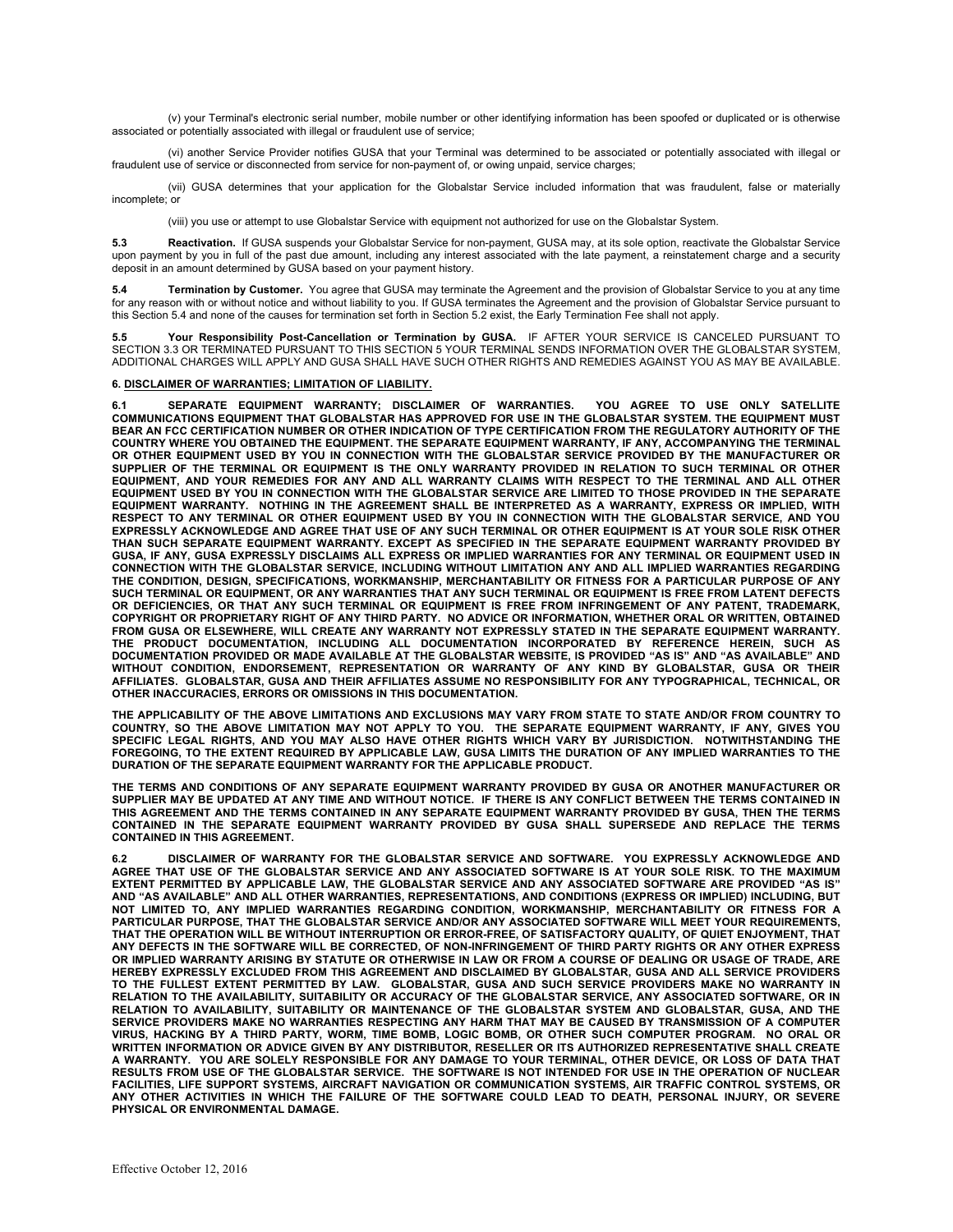(v) your Terminal's electronic serial number, mobile number or other identifying information has been spoofed or duplicated or is otherwise associated or potentially associated with illegal or fraudulent use of service;

(vi) another Service Provider notifies GUSA that your Terminal was determined to be associated or potentially associated with illegal or fraudulent use of service or disconnected from service for non-payment of, or owing unpaid, service charges;

(vii) GUSA determines that your application for the Globalstar Service included information that was fraudulent, false or materially incomplete; or

(viii) you use or attempt to use Globalstar Service with equipment not authorized for use on the Globalstar System.

**5.3 Reactivation.** If GUSA suspends your Globalstar Service for non-payment, GUSA may, at its sole option, reactivate the Globalstar Service upon payment by you in full of the past due amount, including any interest associated with the late payment, a reinstatement charge and a security deposit in an amount determined by GUSA based on your payment history.

**5.4 Termination by Customer.** You agree that GUSA may terminate the Agreement and the provision of Globalstar Service to you at any time for any reason with or without notice and without liability to you. If GUSA terminates the Agreement and the provision of Globalstar Service pursuant to this Section 5.4 and none of the causes for termination set forth in Section 5.2 exist, the Early Termination Fee shall not apply.

**5.5 Your Responsibility Post-Cancellation or Termination by GUSA.** IF AFTER YOUR SERVICE IS CANCELED PURSUANT TO SECTION 3.3 OR TERMINATED PURSUANT TO THIS SECTION 5 YOUR TERMINAL SENDS INFORMATION OVER THE GLOBALSTAR SYSTEM, ADDITIONAL CHARGES WILL APPLY AND GUSA SHALL HAVE SUCH OTHER RIGHTS AND REMEDIES AGAINST YOU AS MAY BE AVAILABLE.

## 6. DISCLAIMER OF WARRANTIES; LIMITATION OF LIABILITY.

**6.1 SEPARATE EQUIPMENT WARRANTY; DISCLAIMER OF WARRANTIES. YOU AGREE TO USE ONLY SATELLITE COMMUNICATIONS EQUIPMENT THAT GLOBALSTAR HAS APPROVED FOR USE IN THE GLOBALSTAR SYSTEM. THE EQUIPMENT MUST BEAR AN FCC CERTIFICATION NUMBER OR OTHER INDICATION OF TYPE CERTIFICATION FROM THE REGULATORY AUTHORITY OF THE COUNTRY WHERE YOU OBTAINED THE EQUIPMENT. THE SEPARATE EQUIPMENT WARRANTY, IF ANY, ACCOMPANYING THE TERMINAL OR OTHER EQUIPMENT USED BY YOU IN CONNECTION WITH THE GLOBALSTAR SERVICE PROVIDED BY THE MANUFACTURER OR SUPPLIER OF THE TERMINAL OR EQUIPMENT IS THE ONLY WARRANTY PROVIDED IN RELATION TO SUCH TERMINAL OR OTHER EQUIPMENT, AND YOUR REMEDIES FOR ANY AND ALL WARRANTY CLAIMS WITH RESPECT TO THE TERMINAL AND ALL OTHER EQUIPMENT USED BY YOU IN CONNECTION WITH THE GLOBALSTAR SERVICE ARE LIMITED TO THOSE PROVIDED IN THE SEPARATE EQUIPMENT WARRANTY. NOTHING IN THE AGREEMENT SHALL BE INTERPRETED AS A WARRANTY, EXPRESS OR IMPLIED, WITH RESPECT TO ANY TERMINAL OR OTHER EQUIPMENT USED BY YOU IN CONNECTION WITH THE GLOBALSTAR SERVICE, AND YOU EXPRESSLY ACKNOWLEDGE AND AGREE THAT USE OF ANY SUCH TERMINAL OR OTHER EQUIPMENT IS AT YOUR SOLE RISK OTHER THAN SUCH SEPARATE EQUIPMENT WARRANTY. EXCEPT AS SPECIFIED IN THE SEPARATE EQUIPMENT WARRANTY PROVIDED BY GUSA, IF ANY, GUSA EXPRESSLY DISCLAIMS ALL EXPRESS OR IMPLIED WARRANTIES FOR ANY TERMINAL OR EQUIPMENT USED IN CONNECTION WITH THE GLOBALSTAR SERVICE, INCLUDING WITHOUT LIMITATION ANY AND ALL IMPLIED WARRANTIES REGARDING THE CONDITION, DESIGN, SPECIFICATIONS, WORKMANSHIP, MERCHANTABILITY OR FITNESS FOR A PARTICULAR PURPOSE OF ANY SUCH TERMINAL OR EQUIPMENT, OR ANY WARRANTIES THAT ANY SUCH TERMINAL OR EQUIPMENT IS FREE FROM LATENT DEFECTS OR DEFICIENCIES, OR THAT ANY SUCH TERMINAL OR EQUIPMENT IS FREE FROM INFRINGEMENT OF ANY PATENT, TRADEMARK, COPYRIGHT OR PROPRIETARY RIGHT OF ANY THIRD PARTY. NO ADVICE OR INFORMATION, WHETHER ORAL OR WRITTEN, OBTAINED FROM GUSA OR ELSEWHERE, WILL CREATE ANY WARRANTY NOT EXPRESSLY STATED IN THE SEPARATE EQUIPMENT WARRANTY. THE PRODUCT DOCUMENTATION, INCLUDING ALL DOCUMENTATION INCORPORATED BY REFERENCE HEREIN, SUCH AS DOCUMENTATION PROVIDED OR MADE AVAILABLE AT THE GLOBALSTAR WEBSITE, IS PROVIDED "AS IS" AND "AS AVAILABLE" AND WITHOUT CONDITION, ENDORSEMENT, REPRESENTATION OR WARRANTY OF ANY KIND BY GLOBALSTAR, GUSA OR THEIR AFFILIATES. GLOBALSTAR, GUSA AND THEIR AFFILIATES ASSUME NO RESPONSIBILITY FOR ANY TYPOGRAPHICAL, TECHNICAL, OR OTHER INACCURACIES, ERRORS OR OMISSIONS IN THIS DOCUMENTATION.**

**THE APPLICABILITY OF THE ABOVE LIMITATIONS AND EXCLUSIONS MAY VARY FROM STATE TO STATE AND/OR FROM COUNTRY TO COUNTRY, SO THE ABOVE LIMITATION MAY NOT APPLY TO YOU. THE SEPARATE EQUIPMENT WARRANTY, IF ANY, GIVES YOU SPECIFIC LEGAL RIGHTS, AND YOU MAY ALSO HAVE OTHER RIGHTS WHICH VARY BY JURISDICTION. NOTWITHSTANDING THE FOREGOING, TO THE EXTENT REQUIRED BY APPLICABLE LAW, GUSA LIMITS THE DURATION OF ANY IMPLIED WARRANTIES TO THE DURATION OF THE SEPARATE EQUIPMENT WARRANTY FOR THE APPLICABLE PRODUCT.**

**THE TERMS AND CONDITIONS OF ANY SEPARATE EQUIPMENT WARRANTY PROVIDED BY GUSA OR ANOTHER MANUFACTURER OR SUPPLIER MAY BE UPDATED AT ANY TIME AND WITHOUT NOTICE. IF THERE IS ANY CONFLICT BETWEEN THE TERMS CONTAINED IN THIS AGREEMENT AND THE TERMS CONTAINED IN ANY SEPARATE EQUIPMENT WARRANTY PROVIDED BY GUSA, THEN THE TERMS CONTAINED IN THE SEPARATE EQUIPMENT WARRANTY PROVIDED BY GUSA SHALL SUPERSEDE AND REPLACE THE TERMS CONTAINED IN THIS AGREEMENT.**

**6.2 DISCLAIMER OF WARRANTY FOR THE GLOBALSTAR SERVICE AND SOFTWARE. YOU EXPRESSLY ACKNOWLEDGE AND AGREE THAT USE OF THE GLOBALSTAR SERVICE AND ANY ASSOCIATED SOFTWARE IS AT YOUR SOLE RISK. TO THE MAXIMUM EXTENT PERMITTED BY APPLICABLE LAW, THE GLOBALSTAR SERVICE AND ANY ASSOCIATED SOFTWARE ARE PROVIDED "AS IS" AND "AS AVAILABLE" AND ALL OTHER WARRANTIES, REPRESENTATIONS, AND CONDITIONS (EXPRESS OR IMPLIED) INCLUDING, BUT NOT LIMITED TO, ANY IMPLIED WARRANTIES REGARDING CONDITION, WORKMANSHIP, MERCHANTABILITY OR FITNESS FOR A PARTICULAR PURPOSE, THAT THE GLOBALSTAR SERVICE AND/OR ANY ASSOCIATED SOFTWARE WILL MEET YOUR REQUIREMENTS, THAT THE OPERATION WILL BE WITHOUT INTERRUPTION OR ERROR-FREE, OF SATISFACTORY QUALITY, OF QUIET ENJOYMENT, THAT ANY DEFECTS IN THE SOFTWARE WILL BE CORRECTED, OF NON-INFRINGEMENT OF THIRD PARTY RIGHTS OR ANY OTHER EXPRESS OR IMPLIED WARRANTY ARISING BY STATUTE OR OTHERWISE IN LAW OR FROM A COURSE OF DEALING OR USAGE OF TRADE, ARE HEREBY EXPRESSLY EXCLUDED FROM THIS AGREEMENT AND DISCLAIMED BY GLOBALSTAR, GUSA AND ALL SERVICE PROVIDERS TO THE FULLEST EXTENT PERMITTED BY LAW. GLOBALSTAR, GUSA AND SUCH SERVICE PROVIDERS MAKE NO WARRANTY IN RELATION TO THE AVAILABILITY, SUITABILITY OR ACCURACY OF THE GLOBALSTAR SERVICE, ANY ASSOCIATED SOFTWARE, OR IN RELATION TO AVAILABILITY, SUITABILITY OR MAINTENANCE OF THE GLOBALSTAR SYSTEM AND GLOBALSTAR, GUSA, AND THE SERVICE PROVIDERS MAKE NO WARRANTIES RESPECTING ANY HARM THAT MAY BE CAUSED BY TRANSMISSION OF A COMPUTER VIRUS, HACKING BY A THIRD PARTY, WORM, TIME BOMB, LOGIC BOMB, OR OTHER SUCH COMPUTER PROGRAM. NO ORAL OR WRITTEN INFORMATION OR ADVICE GIVEN BY ANY DISTRIBUTOR, RESELLER OR ITS AUTHORIZED REPRESENTATIVE SHALL CREATE A WARRANTY. YOU ARE SOLELY RESPONSIBLE FOR ANY DAMAGE TO YOUR TERMINAL, OTHER DEVICE, OR LOSS OF DATA THAT RESULTS FROM USE OF THE GLOBALSTAR SERVICE. THE SOFTWARE IS NOT INTENDED FOR USE IN THE OPERATION OF NUCLEAR FACILITIES, LIFE SUPPORT SYSTEMS, AIRCRAFT NAVIGATION OR COMMUNICATION SYSTEMS, AIR TRAFFIC CONTROL SYSTEMS, OR ANY OTHER ACTIVITIES IN WHICH THE FAILURE OF THE SOFTWARE COULD LEAD TO DEATH, PERSONAL INJURY, OR SEVERE PHYSICAL OR ENVIRONMENTAL DAMAGE.**

Effective October 12, 2016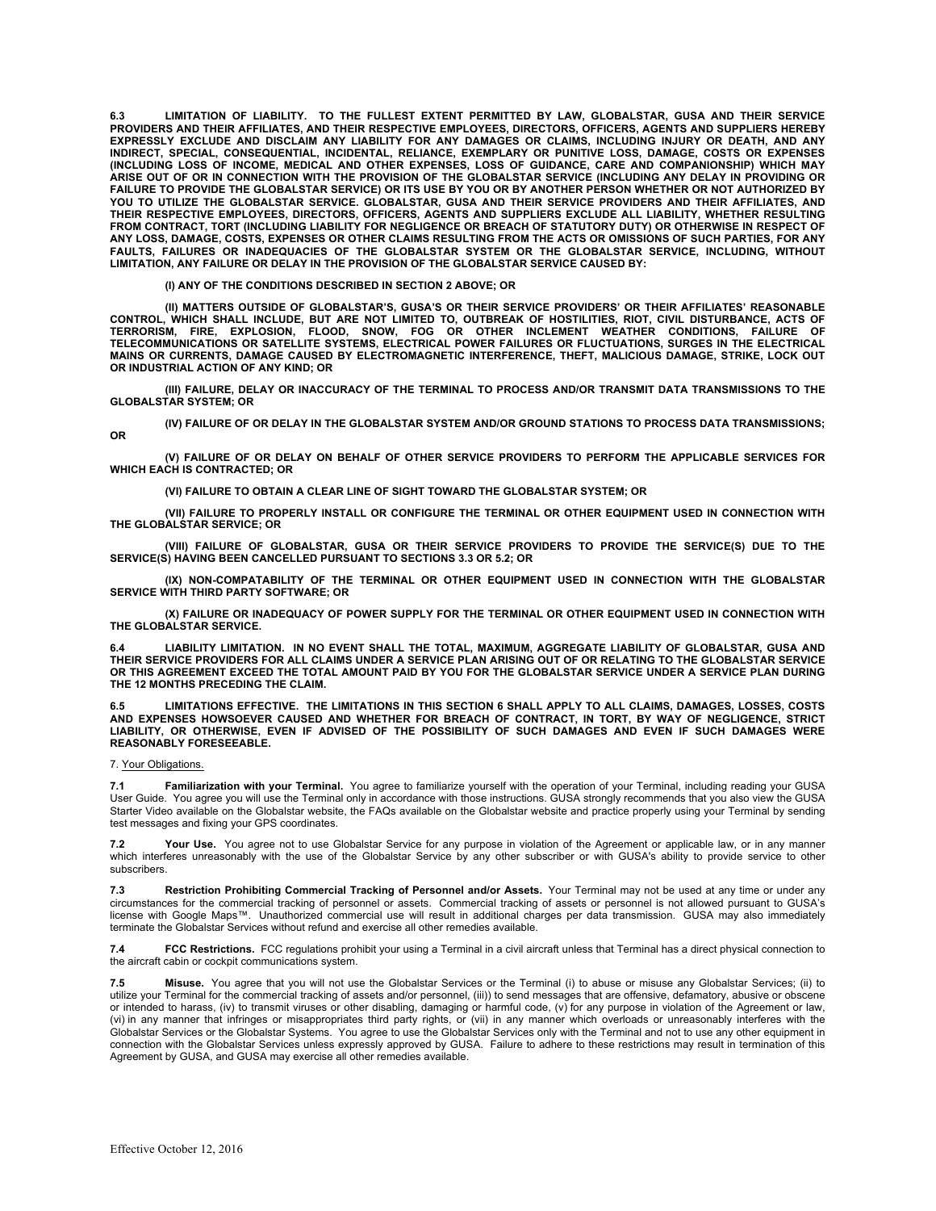**6.3 LIMITATION OF LIABILITY. TO THE FULLEST EXTENT PERMITTED BY LAW, GLOBALSTAR, GUSA AND THEIR SERVICE PROVIDERS AND THEIR AFFILIATES, AND THEIR RESPECTIVE EMPLOYEES, DIRECTORS, OFFICERS, AGENTS AND SUPPLIERS HEREBY EXPRESSLY EXCLUDE AND DISCLAIM ANY LIABILITY FOR ANY DAMAGES OR CLAIMS, INCLUDING INJURY OR DEATH, AND ANY INDIRECT, SPECIAL, CONSEQUENTIAL, INCIDENTAL, RELIANCE, EXEMPLARY OR PUNITIVE LOSS, DAMAGE, COSTS OR EXPENSES (INCLUDING LOSS OF INCOME, MEDICAL AND OTHER EXPENSES, LOSS OF GUIDANCE, CARE AND COMPANIONSHIP) WHICH MAY ARISE OUT OF OR IN CONNECTION WITH THE PROVISION OF THE GLOBALSTAR SERVICE (INCLUDING ANY DELAY IN PROVIDING OR FAILURE TO PROVIDE THE GLOBALSTAR SERVICE) OR ITS USE BY YOU OR BY ANOTHER PERSON WHETHER OR NOT AUTHORIZED BY YOU TO UTILIZE THE GLOBALSTAR SERVICE. GLOBALSTAR, GUSA AND THEIR SERVICE PROVIDERS AND THEIR AFFILIATES, AND THEIR RESPECTIVE EMPLOYEES, DIRECTORS, OFFICERS, AGENTS AND SUPPLIERS EXCLUDE ALL LIABILITY, WHETHER RESULTING FROM CONTRACT, TORT (INCLUDING LIABILITY FOR NEGLIGENCE OR BREACH OF STATUTORY DUTY) OR OTHERWISE IN RESPECT OF ANY LOSS, DAMAGE, COSTS, EXPENSES OR OTHER CLAIMS RESULTING FROM THE ACTS OR OMISSIONS OF SUCH PARTIES, FOR ANY FAULTS, FAILURES OR INADEQUACIES OF THE GLOBALSTAR SYSTEM OR THE GLOBALSTAR SERVICE, INCLUDING, WITHOUT LIMITATION, ANY FAILURE OR DELAY IN THE PROVISION OF THE GLOBALSTAR SERVICE CAUSED BY:**

**(I) ANY OF THE CONDITIONS DESCRIBED IN SECTION 2 ABOVE; OR**

**(II) MATTERS OUTSIDE OF GLOBALSTAR'S, GUSA'S OR THEIR SERVICE PROVIDERS' OR THEIR AFFILIATES' REASONABLE CONTROL, WHICH SHALL INCLUDE, BUT ARE NOT LIMITED TO, OUTBREAK OF HOSTILITIES, RIOT, CIVIL DISTURBANCE, ACTS OF TERRORISM, FIRE, EXPLOSION, FLOOD, SNOW, FOG OR OTHER INCLEMENT WEATHER CONDITIONS, FAILURE OF TELECOMMUNICATIONS OR SATELLITE SYSTEMS, ELECTRICAL POWER FAILURES OR FLUCTUATIONS, SURGES IN THE ELECTRICAL MAINS OR CURRENTS, DAMAGE CAUSED BY ELECTROMAGNETIC INTERFERENCE, THEFT, MALICIOUS DAMAGE, STRIKE, LOCK OUT OR INDUSTRIAL ACTION OF ANY KIND; OR**

**(III) FAILURE, DELAY OR INACCURACY OF THE TERMINAL TO PROCESS AND/OR TRANSMIT DATA TRANSMISSIONS TO THE GLOBALSTAR SYSTEM; OR**

**(IV) FAILURE OF OR DELAY IN THE GLOBALSTAR SYSTEM AND/OR GROUND STATIONS TO PROCESS DATA TRANSMISSIONS; OR**

**(V) FAILURE OF OR DELAY ON BEHALF OF OTHER SERVICE PROVIDERS TO PERFORM THE APPLICABLE SERVICES FOR WHICH EACH IS CONTRACTED; OR**

**(VI) FAILURE TO OBTAIN A CLEAR LINE OF SIGHT TOWARD THE GLOBALSTAR SYSTEM; OR**

**(VII) FAILURE TO PROPERLY INSTALL OR CONFIGURE THE TERMINAL OR OTHER EQUIPMENT USED IN CONNECTION WITH THE GLOBALSTAR SERVICE; OR**

**(VIII) FAILURE OF GLOBALSTAR, GUSA OR THEIR SERVICE PROVIDERS TO PROVIDE THE SERVICE(S) DUE TO THE SERVICE(S) HAVING BEEN CANCELLED PURSUANT TO SECTIONS 3.3 OR 5.2; OR**

**(IX) NON-COMPATABILITY OF THE TERMINAL OR OTHER EQUIPMENT USED IN CONNECTION WITH THE GLOBALSTAR SERVICE WITH THIRD PARTY SOFTWARE; OR**

**(X) FAILURE OR INADEQUACY OF POWER SUPPLY FOR THE TERMINAL OR OTHER EQUIPMENT USED IN CONNECTION WITH THE GLOBALSTAR SERVICE.**

**6.4 LIABILITY LIMITATION. IN NO EVENT SHALL THE TOTAL, MAXIMUM, AGGREGATE LIABILITY OF GLOBALSTAR, GUSA AND THEIR SERVICE PROVIDERS FOR ALL CLAIMS UNDER A SERVICE PLAN ARISING OUT OF OR RELATING TO THE GLOBALSTAR SERVICE OR THIS AGREEMENT EXCEED THE TOTAL AMOUNT PAID BY YOU FOR THE GLOBALSTAR SERVICE UNDER A SERVICE PLAN DURING THE 12 MONTHS PRECEDING THE CLAIM.**

**6.5 LIMITATIONS EFFECTIVE. THE LIMITATIONS IN THIS SECTION 6 SHALL APPLY TO ALL CLAIMS, DAMAGES, LOSSES, COSTS AND EXPENSES HOWSOEVER CAUSED AND WHETHER FOR BREACH OF CONTRACT, IN TORT, BY WAY OF NEGLIGENCE, STRICT LIABILITY, OR OTHERWISE, EVEN IF ADVISED OF THE POSSIBILITY OF SUCH DAMAGES AND EVEN IF SUCH DAMAGES WERE REASONABLY FORESEEABLE.**

7. Your Obligations.

**7.1 Familiarization with your Terminal.** You agree to familiarize yourself with the operation of your Terminal, including reading your GUSA User Guide. You agree you will use the Terminal only in accordance with those instructions. GUSA strongly recommends that you also view the GUSA Starter Video available on the Globalstar website, the FAQs available on the Globalstar website and practice properly using your Terminal by sending test messages and fixing your GPS coordinates.

**7.2 Your Use.** You agree not to use Globalstar Service for any purpose in violation of the Agreement or applicable law, or in any manner which interferes unreasonably with the use of the Globalstar Service by any other subscriber or with GUSA's ability to provide service to other subscribers.

**7.3 Restriction Prohibiting Commercial Tracking of Personnel and/or Assets.** Your Terminal may not be used at any time or under any circumstances for the commercial tracking of personnel or assets. Commercial tracking of assets or personnel is not allowed pursuant to GUSA's license with Google Maps™. Unauthorized commercial use will result in additional charges per data transmission. GUSA may also immediately terminate the Globalstar Services without refund and exercise all other remedies available.

**7.4 FCC Restrictions.** FCC regulations prohibit your using a Terminal in a civil aircraft unless that Terminal has a direct physical connection to the aircraft cabin or cockpit communications system.

**7.5 Misuse.** You agree that you will not use the Globalstar Services or the Terminal (i) to abuse or misuse any Globalstar Services; (ii) to utilize your Terminal for the commercial tracking of assets and/or personnel, (iii)) to send messages that are offensive, defamatory, abusive or obscene or intended to harass, (iv) to transmit viruses or other disabling, damaging or harmful code, (v) for any purpose in violation of the Agreement or law, (vi) in any manner that infringes or misappropriates third party rights, or (vii) in any manner which overloads or unreasonably interferes with the Globalstar Services or the Globalstar Systems. You agree to use the Globalstar Services only with the Terminal and not to use any other equipment in connection with the Globalstar Services unless expressly approved by GUSA. Failure to adhere to these restrictions may result in termination of this Agreement by GUSA, and GUSA may exercise all other remedies available.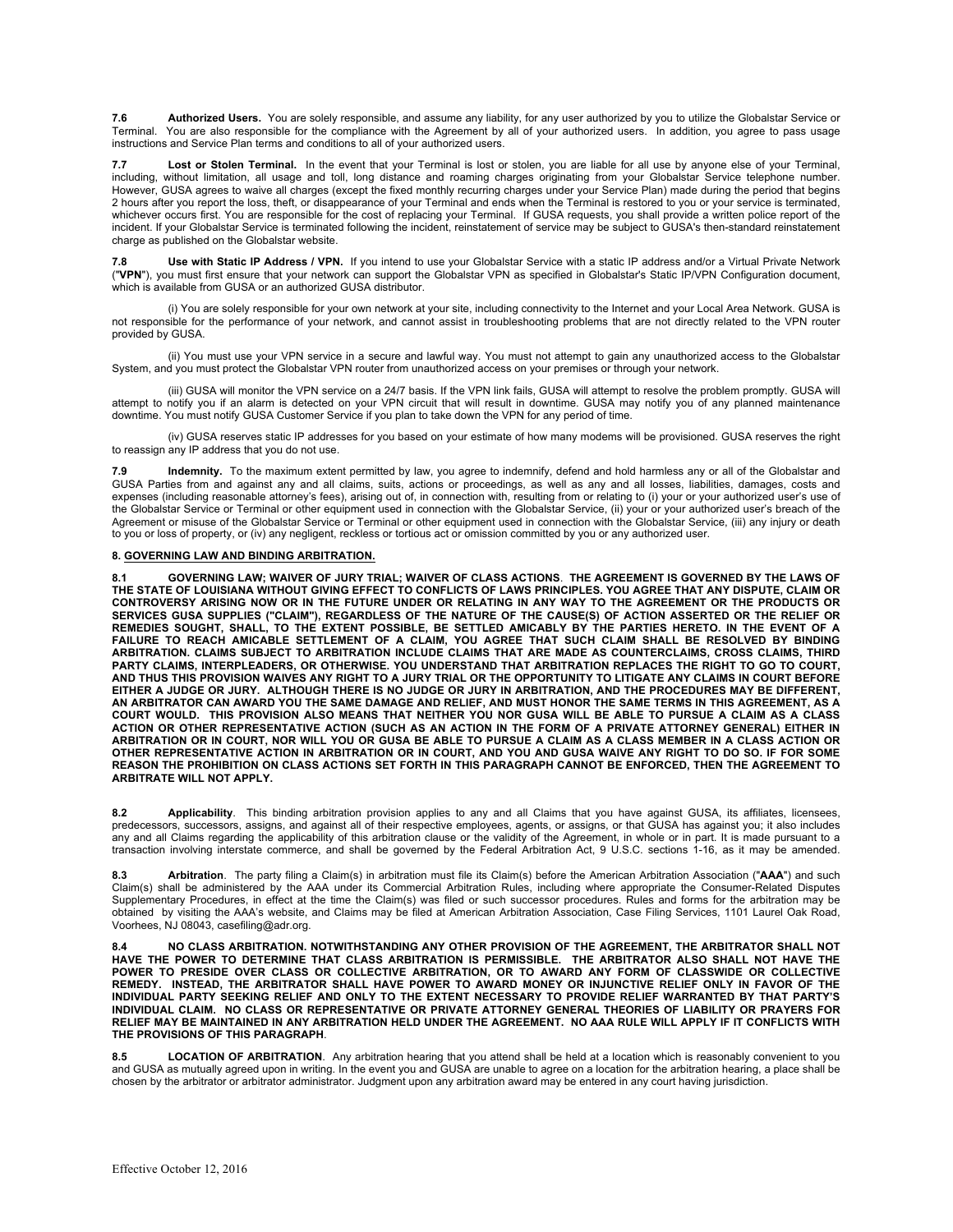**7.6 Authorized Users.** You are solely responsible, and assume any liability, for any user authorized by you to utilize the Globalstar Service or Terminal. You are also responsible for the compliance with the Agreement by all of your authorized users. In addition, you agree to pass usage instructions and Service Plan terms and conditions to all of your authorized users.

**7.7 Lost or Stolen Terminal.** In the event that your Terminal is lost or stolen, you are liable for all use by anyone else of your Terminal, including, without limitation, all usage and toll, long distance and roaming charges originating from your Globalstar Service telephone number. However, GUSA agrees to waive all charges (except the fixed monthly recurring charges under your Service Plan) made during the period that begins 2 hours after you report the loss, theft, or disappearance of your Terminal and ends when the Terminal is restored to you or your service is terminated, whichever occurs first. You are responsible for the cost of replacing your Terminal. If GUSA requests, you shall provide a written police report of the incident. If your Globalstar Service is terminated following the incident, reinstatement of service may be subject to GUSA's then-standard reinstatement charge as published on the Globalstar website.

**7.8 Use with Static IP Address / VPN.** If you intend to use your Globalstar Service with a static IP address and/or a Virtual Private Network ("**VPN**"), you must first ensure that your network can support the Globalstar VPN as specified in Globalstar's Static IP/VPN Configuration document, which is available from GUSA or an authorized GUSA distributor.

(i) You are solely responsible for your own network at your site, including connectivity to the Internet and your Local Area Network. GUSA is not responsible for the performance of your network, and cannot assist in troubleshooting problems that are not directly related to the VPN router provided by GUSA.

(ii) You must use your VPN service in a secure and lawful way. You must not attempt to gain any unauthorized access to the Globalstar System, and you must protect the Globalstar VPN router from unauthorized access on your premises or through your network.

(iii) GUSA will monitor the VPN service on a 24/7 basis. If the VPN link fails, GUSA will attempt to resolve the problem promptly. GUSA will attempt to notify you if an alarm is detected on your VPN circuit that will result in downtime. GUSA may notify you of any planned maintenance downtime. You must notify GUSA Customer Service if you plan to take down the VPN for any period of time.

(iv) GUSA reserves static IP addresses for you based on your estimate of how many modems will be provisioned. GUSA reserves the right to reassign any IP address that you do not use.

**7.9 Indemnity.** To the maximum extent permitted by law, you agree to indemnify, defend and hold harmless any or all of the Globalstar and GUSA Parties from and against any and all claims, suits, actions or proceedings, as well as any and all losses, liabilities, damages, costs and expenses (including reasonable attorney's fees), arising out of, in connection with, resulting from or relating to (i) your or your authorized user's use of the Globalstar Service or Terminal or other equipment used in connection with the Globalstar Service, (ii) your or your authorized user's breach of the Agreement or misuse of the Globalstar Service or Terminal or other equipment used in connection with the Globalstar Service, (iii) any injury or death to you or loss of property, or (iv) any negligent, reckless or tortious act or omission committed by you or any authorized user.

## 8. GOVERNING LAW AND BINDING ARBITRATION.

**8.1 GOVERNING LAW; WAIVER OF JURY TRIAL; WAIVER OF CLASS ACTIONS. THE AGREEMENT IS GOVERNED BY THE LAWS OF THE STATE OF LOUISIANA WITHOUT GIVING EFFECT TO CONFLICTS OF LAWS PRINCIPLES. YOU AGREE THAT ANY DISPUTE, CLAIM OR CONTROVERSY ARISING NOW OR IN THE FUTURE UNDER OR RELATING IN ANY WAY TO THE AGREEMENT OR THE PRODUCTS OR SERVICES GUSA SUPPLIES ("CLAIM"), REGARDLESS OF THE NATURE OF THE CAUSE(S) OF ACTION ASSERTED OR THE RELIEF OR REMEDIES SOUGHT, SHALL, TO THE EXTENT POSSIBLE, BE SETTLED AMICABLY BY THE PARTIES HERETO. IN THE EVENT OF A FAILURE TO REACH AMICABLE SETTLEMENT OF A CLAIM, YOU AGREE THAT SUCH CLAIM SHALL BE RESOLVED BY BINDING ARBITRATION. CLAIMS SUBJECT TO ARBITRATION INCLUDE CLAIMS THAT ARE MADE AS COUNTERCLAIMS, CROSS CLAIMS, THIRD PARTY CLAIMS, INTERPLEADERS, OR OTHERWISE. YOU UNDERSTAND THAT ARBITRATION REPLACES THE RIGHT TO GO TO COURT, AND THUS THIS PROVISION WAIVES ANY RIGHT TO A JURY TRIAL OR THE OPPORTUNITY TO LITIGATE ANY CLAIMS IN COURT BEFORE EITHER A JUDGE OR JURY. ALTHOUGH THERE IS NO JUDGE OR JURY IN ARBITRATION, AND THE PROCEDURES MAY BE DIFFERENT, AN ARBITRATOR CAN AWARD YOU THE SAME DAMAGE AND RELIEF, AND MUST HONOR THE SAME TERMS IN THIS AGREEMENT, AS A COURT WOULD. THIS PROVISION ALSO MEANS THAT NEITHER YOU NOR GUSA WILL BE ABLE TO PURSUE A CLAIM AS A CLASS ACTION OR OTHER REPRESENTATIVE ACTION (SUCH AS AN ACTION IN THE FORM OF A PRIVATE ATTORNEY GENERAL) EITHER IN ARBITRATION OR IN COURT, NOR WILL YOU OR GUSA BE ABLE TO PURSUE A CLAIM AS A CLASS MEMBER IN A CLASS ACTION OR OTHER REPRESENTATIVE ACTION IN ARBITRATION OR IN COURT, AND YOU AND GUSA WAIVE ANY RIGHT TO DO SO. IF FOR SOME REASON THE PROHIBITION ON CLASS ACTIONS SET FORTH IN THIS PARAGRAPH CANNOT BE ENFORCED, THEN THE AGREEMENT TO ARBITRATE WILL NOT APPLY.**

**8.2 Applicability**. This binding arbitration provision applies to any and all Claims that you have against GUSA, its affiliates, licensees, predecessors, successors, assigns, and against all of their respective employees, agents, or assigns, or that GUSA has against you; it also includes any and all Claims regarding the applicability of this arbitration clause or the validity of the Agreement, in whole or in part. It is made pursuant to a transaction involving interstate commerce, and shall be governed by the Federal Arbitration Act, 9 U.S.C. sections 1-16, as it may be amended.

**8.3 Arbitration**. The party filing a Claim(s) in arbitration must file its Claim(s) before the American Arbitration Association ("**AAA**") and such Claim(s) shall be administered by the AAA under its Commercial Arbitration Rules, including where appropriate the Consumer-Related Disputes Supplementary Procedures, in effect at the time the Claim(s) was filed or such successor procedures. Rules and forms for the arbitration may be obtained by visiting the AAA's website, and Claims may be filed at American Arbitration Association, Case Filing Services, 1101 Laurel Oak Road, Voorhees, NJ 08043, casefiling@adr.org.

**8.4 NO CLASS ARBITRATION. NOTWITHSTANDING ANY OTHER PROVISION OF THE AGREEMENT, THE ARBITRATOR SHALL NOT HAVE THE POWER TO DETERMINE THAT CLASS ARBITRATION IS PERMISSIBLE. THE ARBITRATOR ALSO SHALL NOT HAVE THE POWER TO PRESIDE OVER CLASS OR COLLECTIVE ARBITRATION, OR TO AWARD ANY FORM OF CLASSWIDE OR COLLECTIVE REMEDY. INSTEAD, THE ARBITRATOR SHALL HAVE POWER TO AWARD MONEY OR INJUNCTIVE RELIEF ONLY IN FAVOR OF THE INDIVIDUAL PARTY SEEKING RELIEF AND ONLY TO THE EXTENT NECESSARY TO PROVIDE RELIEF WARRANTED BY THAT PARTY'S INDIVIDUAL CLAIM. NO CLASS OR REPRESENTATIVE OR PRIVATE ATTORNEY GENERAL THEORIES OF LIABILITY OR PRAYERS FOR RELIEF MAY BE MAINTAINED IN ANY ARBITRATION HELD UNDER THE AGREEMENT. NO AAA RULE WILL APPLY IF IT CONFLICTS WITH THE PROVISIONS OF THIS PARAGRAPH**.

**8.5 LOCATION OF ARBITRATION**. Any arbitration hearing that you attend shall be held at a location which is reasonably convenient to you and GUSA as mutually agreed upon in writing. In the event you and GUSA are unable to agree on a location for the arbitration hearing, a place shall be chosen by the arbitrator or arbitrator administrator. Judgment upon any arbitration award may be entered in any court having jurisdiction.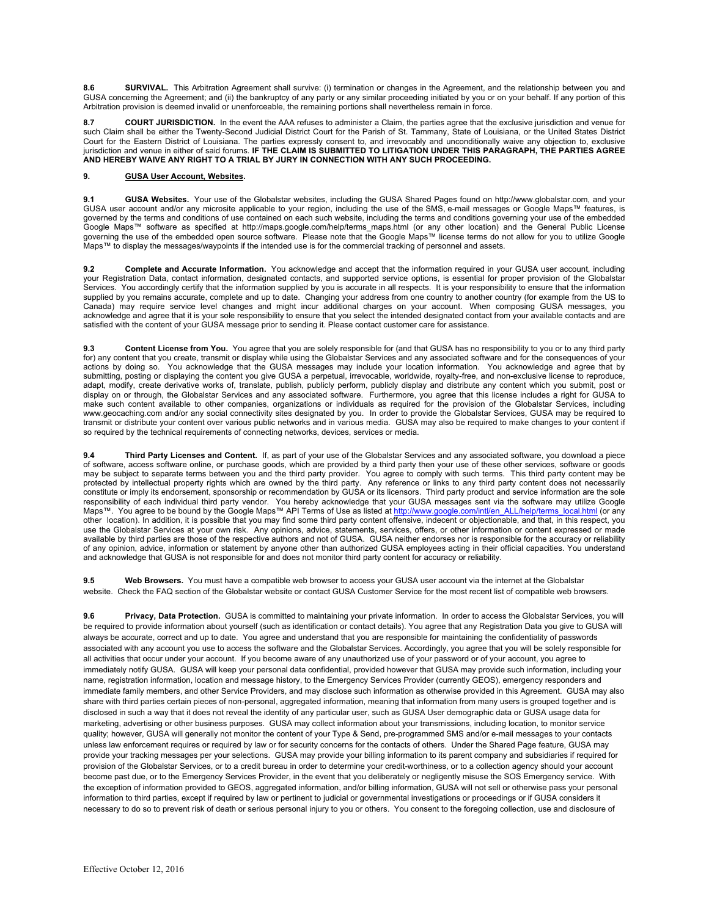**8.6 SURVIVAL.** This Arbitration Agreement shall survive: (i) termination or changes in the Agreement, and the relationship between you and GUSA concerning the Agreement; and (ii) the bankruptcy of any party or any similar proceeding initiated by you or on your behalf. If any portion of this Arbitration provision is deemed invalid or unenforceable, the remaining portions shall nevertheless remain in force.

**8.7 COURT JURISDICTION.** In the event the AAA refuses to administer a Claim, the parties agree that the exclusive jurisdiction and venue for such Claim shall be either the Twenty-Second Judicial District Court for the Parish of St. Tammany, State of Louisiana, or the United States District Court for the Eastern District of Louisiana. The parties expressly consent to, and irrevocably and unconditionally waive any objection to, exclusive jurisdiction and venue in either of said forums. **IF THE CLAIM IS SUBMITTED TO LITIGATION UNDER THIS PARAGRAPH, THE PARTIES AGREE AND HEREBY WAIVE ANY RIGHT TO A TRIAL BY JURY IN CONNECTION WITH ANY SUCH PROCEEDING.**

## 9. <u>GUSA User Account, Websites</u>.

**9.1 GUSA Websites.** Your use of the Globalstar websites, including the GUSA Shared Pages found on http://www.globalstar.com, and your GUSA user account and/or any microsite applicable to your region, including the use of the SMS, e-mail messages or Google Maps™ features, is governed by the terms and conditions of use contained on each such website, including the terms and conditions governing your use of the embedded Google Maps™ software as specified at http://maps.google.com/help/terms_maps.html (or any other location) and the General Public License governing the use of the embedded open source software. Please note that the Google Maps™ license terms do not allow for you to utilize Google Maps™ to display the messages/waypoints if the intended use is for the commercial tracking of personnel and assets.

**9.2 Complete and Accurate Information.** You acknowledge and accept that the information required in your GUSA user account, including your Registration Data, contact information, designated contacts, and supported service options, is essential for proper provision of the Globalstar Services. You accordingly certify that the information supplied by you is accurate in all respects. It is your responsibility to ensure that the information supplied by you remains accurate, complete and up to date. Changing your address from one country to another country (for example from the US to Canada) may require service level changes and might incur additional charges on your account. When composing GUSA messages, you acknowledge and agree that it is your sole responsibility to ensure that you select the intended designated contact from your available contacts and are satisfied with the content of your GUSA message prior to sending it. Please contact customer care for assistance.

**9.3 Content License from You.** You agree that you are solely responsible for (and that GUSA has no responsibility to you or to any third party for) any content that you create, transmit or display while using the Globalstar Services and any associated software and for the consequences of your actions by doing so. You acknowledge that the GUSA messages may include your location information. You acknowledge and agree that by submitting, posting or displaying the content you give GUSA a perpetual, irrevocable, worldwide, royalty-free, and non-exclusive license to reproduce, adapt, modify, create derivative works of, translate, publish, publicly perform, publicly display and distribute any content which you submit, post or display on or through, the Globalstar Services and any associated software. Furthermore, you agree that this license includes a right for GUSA to make such content available to other companies, organizations or individuals as required for the provision of the Globalstar Services, including www.geocaching.com and/or any social connectivity sites designated by you. In order to provide the Globalstar Services, GUSA may be required to transmit or distribute your content over various public networks and in various media. GUSA may also be required to make changes to your content if so required by the technical requirements of connecting networks, devices, services or media.

**9.4 Third Party Licenses and Content.** If, as part of your use of the Globalstar Services and any associated software, you download a piece of software, access software online, or purchase goods, which are provided by a third party then your use of these other services, software or goods may be subject to separate terms between you and the third party provider. You agree to comply with such terms. This third party content may be protected by intellectual property rights which are owned by the third party. Any reference or links to any third party content does not necessarily constitute or imply its endorsement, sponsorship or recommendation by GUSA or its licensors. Third party product and service information are the sole responsibility of each individual third party vendor. You hereby acknowledge that your GUSA messages sent via the software may utilize Google Maps™. You agree to be bound by the Google Maps™ API Terms of Use as listed at http://www.google.com/intl/en_ALL/help/terms_local.html (or any other location). In addition, it is possible that you may find some third party content offensive, indecent or objectionable, and that, in this respect, you use the Globalstar Services at your own risk. Any opinions, advice, statements, services, offers, or other information or content expressed or made available by third parties are those of the respective authors and not of GUSA. GUSA neither endorses nor is responsible for the accuracy or reliability of any opinion, advice, information or statement by anyone other than authorized GUSA employees acting in their official capacities. You understand and acknowledge that GUSA is not responsible for and does not monitor third party content for accuracy or reliability.

**9.5 Web Browsers.** You must have a compatible web browser to access your GUSA user account via the internet at the Globalstar website. Check the FAQ section of the Globalstar website or contact GUSA Customer Service for the most recent list of compatible web browsers.

**9.6 Privacy, Data Protection.** GUSA is committed to maintaining your private information. In order to access the Globalstar Services, you will be required to provide information about yourself (such as identification or contact details). You agree that any Registration Data you give to GUSA will always be accurate, correct and up to date. You agree and understand that you are responsible for maintaining the confidentiality of passwords associated with any account you use to access the software and the Globalstar Services. Accordingly, you agree that you will be solely responsible for all activities that occur under your account. If you become aware of any unauthorized use of your password or of your account, you agree to immediately notify GUSA. GUSA will keep your personal data confidential, provided however that GUSA may provide such information, including your name, registration information, location and message history, to the Emergency Services Provider (currently GEOS), emergency responders and immediate family members, and other Service Providers, and may disclose such information as otherwise provided in this Agreement. GUSA may also share with third parties certain pieces of non-personal, aggregated information, meaning that information from many users is grouped together and is disclosed in such a way that it does not reveal the identity of any particular user, such as GUSA User demographic data or GUSA usage data for marketing, advertising or other business purposes. GUSA may collect information about your transmissions, including location, to monitor service quality; however, GUSA will generally not monitor the content of your Type & Send, pre-programmed SMS and/or e-mail messages to your contacts unless law enforcement requires or required by law or for security concerns for the contacts of others. Under the Shared Page feature, GUSA may provide your tracking messages per your selections. GUSA may provide your billing information to its parent company and subsidiaries if required for provision of the Globalstar Services, or to a credit bureau in order to determine your credit-worthiness, or to a collection agency should your account become past due, or to the Emergency Services Provider, in the event that you deliberately or negligently misuse the SOS Emergency service. With the exception of information provided to GEOS, aggregated information, and/or billing information, GUSA will not sell or otherwise pass your personal information to third parties, except if required by law or pertinent to judicial or governmental investigations or proceedings or if GUSA considers it necessary to do so to prevent risk of death or serious personal injury to you or others. You consent to the foregoing collection, use and disclosure of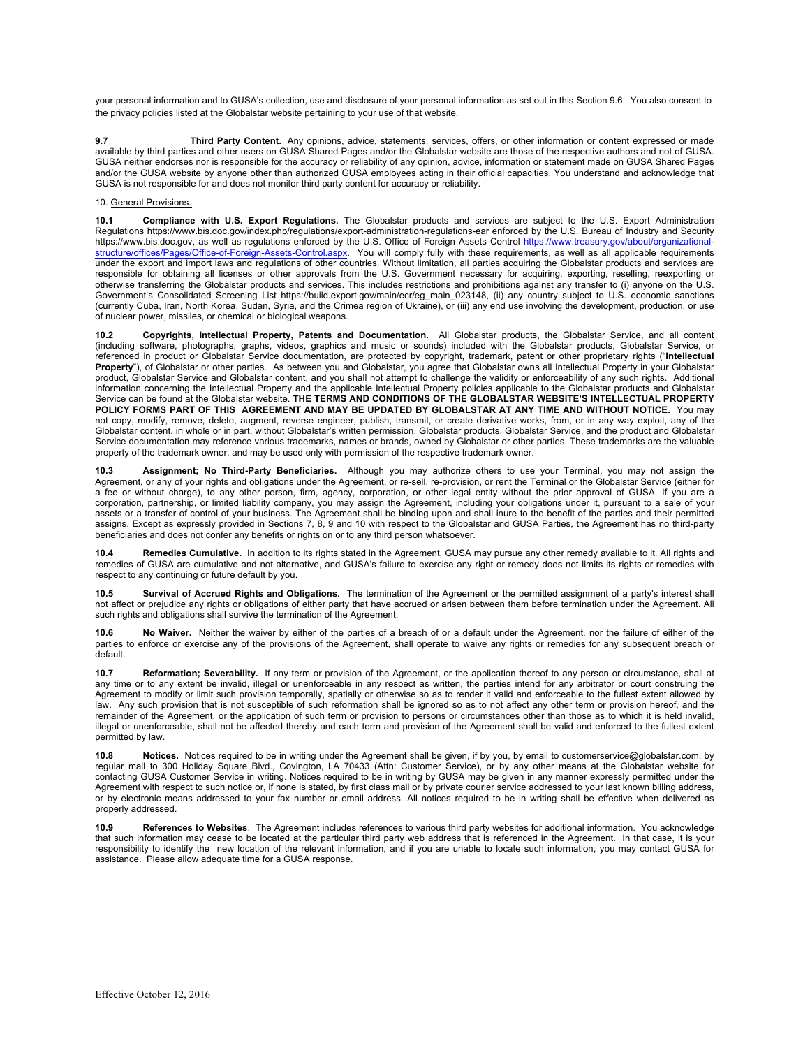your personal information and to GUSA's collection, use and disclosure of your personal information as set out in this Section 9.6. You also consent to the privacy policies listed at the Globalstar website pertaining to your use of that website.

**9.7 Third Party Content.** Any opinions, advice, statements, services, offers, or other information or content expressed or made available by third parties and other users on GUSA Shared Pages and/or the Globalstar website are those of the respective authors and not of GUSA. GUSA neither endorses nor is responsible for the accuracy or reliability of any opinion, advice, information or statement made on GUSA Shared Pages and/or the GUSA website by anyone other than authorized GUSA employees acting in their official capacities. You understand and acknowledge that GUSA is not responsible for and does not monitor third party content for accuracy or reliability.

10. General Provisions.

**10.1 Compliance with U.S. Export Regulations.** The Globalstar products and services are subject to the U.S. Export Administration Regulations https://www.bis.doc.gov/index.php/regulations/export-administration-regulations-ear enforced by the U.S. Bureau of Industry and Security https://www.bis.doc.gov, as well as regulations enforced by the U.S. Office of Foreign Assets Control https://www.treasury.gov/about/organizational-structure/offices/Pages/Office-of-Foreign-Assets-Control.aspx. You will comply fully with these requirements, as well as all applicable requirements under the export and import laws and regulations of other countries. Without limitation, all parties acquiring the Globalstar products and services are responsible for obtaining all licenses or other approvals from the U.S. Government necessary for acquiring, exporting, reselling, reexporting or otherwise transferring the Globalstar products and services. This includes restrictions and prohibitions against any transfer to (i) anyone on the U.S. Government's Consolidated Screening List https://build.export.gov/main/ecr/eg_main_023148, (ii) any country subject to U.S. economic sanctions (currently Cuba, Iran, North Korea, Sudan, Syria, and the Crimea region of Ukraine), or (iii) any end use involving the development, production, or use of nuclear power, missiles, or chemical or biological weapons.

**10.2 Copyrights, Intellectual Property, Patents and Documentation.** All Globalstar products, the Globalstar Service, and all content (including software, photographs, graphs, videos, graphics and music or sounds) included with the Globalstar products, Globalstar Service, or referenced in product or Globalstar Service documentation, are protected by copyright, trademark, patent or other proprietary rights ("**Intellectual Property**"), of Globalstar or other parties. As between you and Globalstar, you agree that Globalstar owns all Intellectual Property in your Globalstar product, Globalstar Service and Globalstar content, and you shall not attempt to challenge the validity or enforceability of any such rights. Additional information concerning the Intellectual Property and the applicable Intellectual Property policies applicable to the Globalstar products and Globalstar Service can be found at the Globalstar website. **THE TERMS AND CONDITIONS OF THE GLOBALSTAR WEBSITE'S INTELLECTUAL PROPERTY POLICY FORMS PART OF THIS AGREEMENT AND MAY BE UPDATED BY GLOBALSTAR AT ANY TIME AND WITHOUT NOTICE.** You may not copy, modify, remove, delete, augment, reverse engineer, publish, transmit, or create derivative works, from, or in any way exploit, any of the Globalstar content, in whole or in part, without Globalstar's written permission. Globalstar products, Globalstar Service, and the product and Globalstar Service documentation may reference various trademarks, names or brands, owned by Globalstar or other parties. These trademarks are the valuable property of the trademark owner, and may be used only with permission of the respective trademark owner.

**10.3 Assignment; No Third-Party Beneficiaries.** Although you may authorize others to use your Terminal, you may not assign the Agreement, or any of your rights and obligations under the Agreement, or re-sell, re-provision, or rent the Terminal or the Globalstar Service (either for a fee or without charge), to any other person, firm, agency, corporation, or other legal entity without the prior approval of GUSA. If you are a corporation, partnership, or limited liability company, you may assign the Agreement, including your obligations under it, pursuant to a sale of your assets or a transfer of control of your business. The Agreement shall be binding upon and shall inure to the benefit of the parties and their permitted assigns. Except as expressly provided in Sections 7, 8, 9 and 10 with respect to the Globalstar and GUSA Parties, the Agreement has no third-party beneficiaries and does not confer any benefits or rights on or to any third person whatsoever.

**10.4 Remedies Cumulative.** In addition to its rights stated in the Agreement, GUSA may pursue any other remedy available to it. All rights and remedies of GUSA are cumulative and not alternative, and GUSA's failure to exercise any right or remedy does not limits its rights or remedies with respect to any continuing or future default by you.

**10.5 Survival of Accrued Rights and Obligations.** The termination of the Agreement or the permitted assignment of a party's interest shall not affect or prejudice any rights or obligations of either party that have accrued or arisen between them before termination under the Agreement. All such rights and obligations shall survive the termination of the Agreement.

**10.6 No Waiver.** Neither the waiver by either of the parties of a breach of or a default under the Agreement, nor the failure of either of the parties to enforce or exercise any of the provisions of the Agreement, shall operate to waive any rights or remedies for any subsequent breach or default.

**10.7 Reformation; Severability.** If any term or provision of the Agreement, or the application thereof to any person or circumstance, shall at any time or to any extent be invalid, illegal or unenforceable in any respect as written, the parties intend for any arbitrator or court construing the Agreement to modify or limit such provision temporally, spatially or otherwise so as to render it valid and enforceable to the fullest extent allowed by law. Any such provision that is not susceptible of such reformation shall be ignored so as to not affect any other term or provision hereof, and the remainder of the Agreement, or the application of such term or provision to persons or circumstances other than those as to which it is held invalid, illegal or unenforceable, shall not be affected thereby and each term and provision of the Agreement shall be valid and enforced to the fullest extent permitted by law.

**10.8 Notices.** Notices required to be in writing under the Agreement shall be given, if by you, by email to customerservice@globalstar.com, by regular mail to 300 Holiday Square Blvd., Covington, LA 70433 (Attn: Customer Service), or by any other means at the Globalstar website for contacting GUSA Customer Service in writing. Notices required to be in writing by GUSA may be given in any manner expressly permitted under the Agreement with respect to such notice or, if none is stated, by first class mail or by private courier service addressed to your last known billing address, or by electronic means addressed to your fax number or email address. All notices required to be in writing shall be effective when delivered as properly addressed.

**10.9 References to Websites**. The Agreement includes references to various third party websites for additional information. You acknowledge that such information may cease to be located at the particular third party web address that is referenced in the Agreement. In that case, it is your responsibility to identify the new location of the relevant information, and if you are unable to locate such information, you may contact GUSA for assistance. Please allow adequate time for a GUSA response.

Effective October 12, 2016